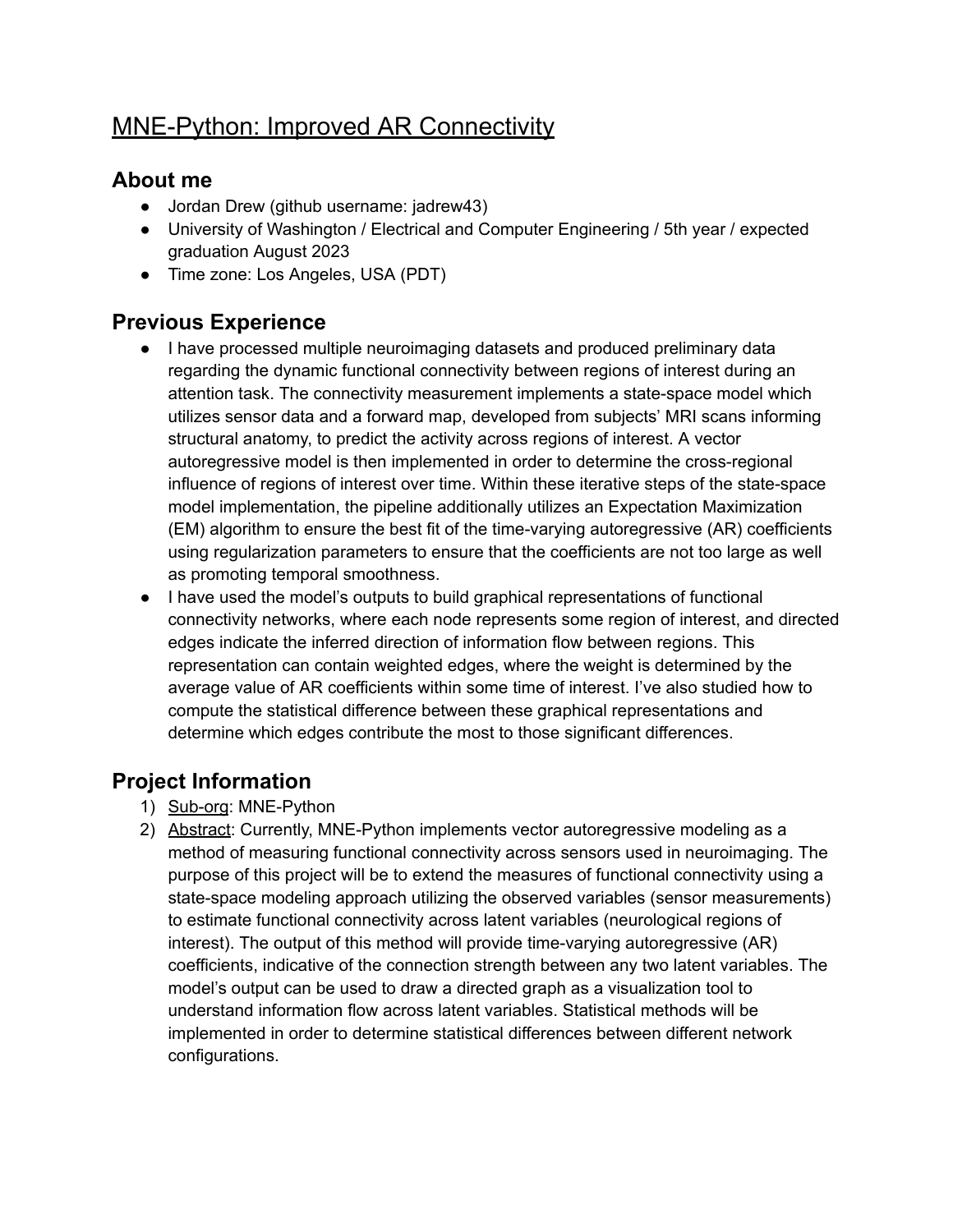# MNE-Python: Improved AR Connectivity

## About me

- Jordan Drew (github username: jadrew43)
- University of Washington / Electrical and Computer Engineering / 5th year / expected graduation August 2023
- Time zone: Los Angeles, USA (PDT)

## Previous Experience

- I have processed multiple neuroimaging datasets and produced preliminary data regarding the dynamic functional connectivity between regions of interest during an attention task. The connectivity measurement implements a state-space model which utilizes sensor data and a forward map, developed from subjects' MRI scans informing structural anatomy, to predict the activity across regions of interest. A vector autoregressive model is then implemented in order to determine the cross-regional influence of regions of interest over time. Within these iterative steps of the state-space model implementation, the pipeline additionally utilizes an Expectation Maximization (EM) algorithm to ensure the best fit of the time-varying autoregressive (AR) coefficients using regularization parameters to ensure that the coefficients are not too large as well as promoting temporal smoothness.
- I have used the model's outputs to build graphical representations of functional connectivity networks, where each node represents some region of interest, and directed edges indicate the inferred direction of information flow between regions. This representation can contain weighted edges, where the weight is determined by the average value of AR coefficients within some time of interest. I've also studied how to compute the statistical difference between these graphical representations and determine which edges contribute the most to those significant differences.

## Project Information

1) Sub-org: MNE-Python
2) Abstract: Currently, MNE-Python implements vector autoregressive modeling as a method of measuring functional connectivity across sensors used in neuroimaging. The purpose of this project will be to extend the measures of functional connectivity using a state-space modeling approach utilizing the observed variables (sensor measurements) to estimate functional connectivity across latent variables (neurological regions of interest). The output of this method will provide time-varying autoregressive (AR) coefficients, indicative of the connection strength between any two latent variables. The model's output can be used to draw a directed graph as a visualization tool to understand information flow across latent variables. Statistical methods will be implemented in order to determine statistical differences between different network configurations.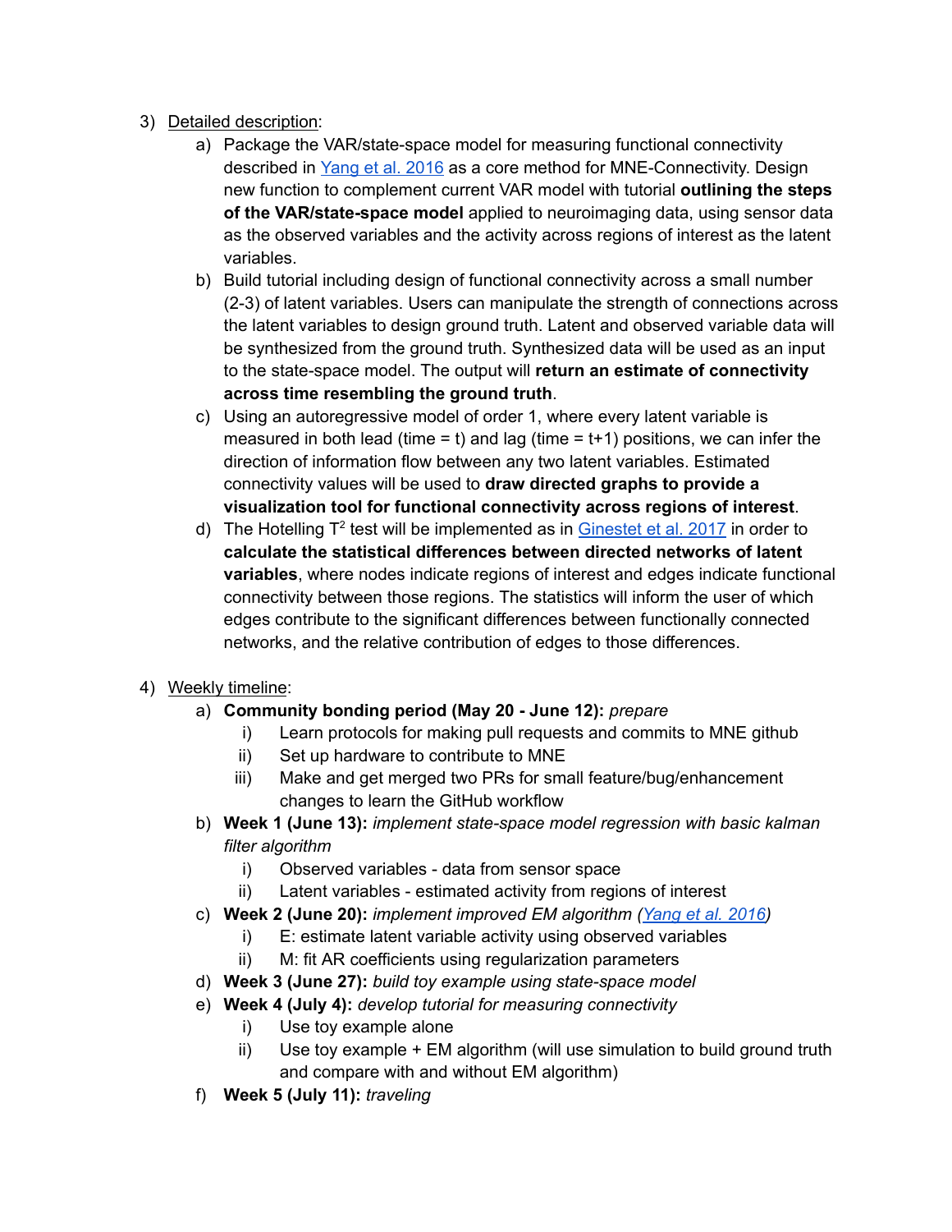3) Detailed description:
    a) Package the VAR/state-space model for measuring functional connectivity described in [Yang et al. 2016](#) as a core method for MNE-Connectivity. Design new function to complement current VAR model with tutorial **outlining the steps of the VAR/state-space model** applied to neuroimaging data, using sensor data as the observed variables and the activity across regions of interest as the latent variables.
    b) Build tutorial including design of functional connectivity across a small number (2-3) of latent variables. Users can manipulate the strength of connections across the latent variables to design ground truth. Latent and observed variable data will be synthesized from the ground truth. Synthesized data will be used as an input to the state-space model. The output will **return an estimate of connectivity across time resembling the ground truth**.
    c) Using an autoregressive model of order 1, where every latent variable is measured in both lead (time = t) and lag (time = t+1) positions, we can infer the direction of information flow between any two latent variables. Estimated connectivity values will be used to **draw directed graphs to provide a visualization tool for functional connectivity across regions of interest**.
    d) The Hotelling $T^2$ test will be implemented as in [Ginestet et al. 2017](#) in order to **calculate the statistical differences between directed networks of latent variables**, where nodes indicate regions of interest and edges indicate functional connectivity between those regions. The statistics will inform the user of which edges contribute to the significant differences between functionally connected networks, and the relative contribution of edges to those differences.

4) Weekly timeline:
    a) **Community bonding period (May 20 - June 12):** *prepare*
        i) Learn protocols for making pull requests and commits to MNE github
        ii) Set up hardware to contribute to MNE
        iii) Make and get merged two PRs for small feature/bug/enhancement changes to learn the GitHub workflow
    b) **Week 1 (June 13):** *implement state-space model regression with basic kalman filter algorithm*
        i) Observed variables - data from sensor space
        ii) Latent variables - estimated activity from regions of interest
    c) **Week 2 (June 20):** *implement improved EM algorithm ([Yang et al. 2016](#))*
        i) E: estimate latent variable activity using observed variables
        ii) M: fit AR coefficients using regularization parameters
    d) **Week 3 (June 27):** *build toy example using state-space model*
    e) **Week 4 (July 4):** *develop tutorial for measuring connectivity*
        i) Use toy example alone
        ii) Use toy example + EM algorithm (will use simulation to build ground truth and compare with and without EM algorithm)
    f) **Week 5 (July 11):** *traveling*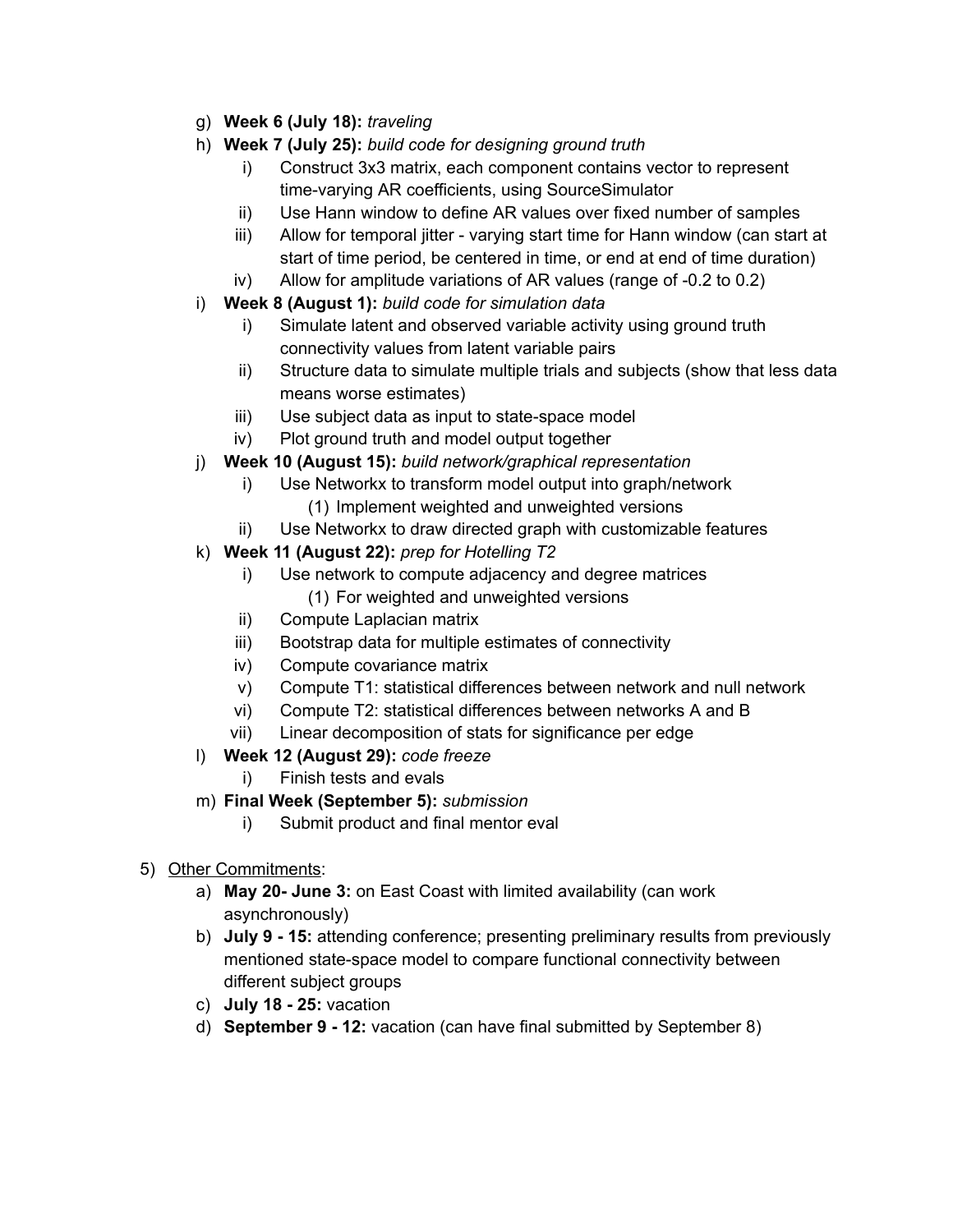g) **Week 6 (July 18):** *traveling*

h) **Week 7 (July 25):** *build code for designing ground truth*
   - i) Construct 3x3 matrix, each component contains vector to represent time-varying AR coefficients, using SourceSimulator
   - ii) Use Hann window to define AR values over fixed number of samples
   - iii) Allow for temporal jitter - varying start time for Hann window (can start at start of time period, be centered in time, or end at end of time duration)
   - iv) Allow for amplitude variations of AR values (range of -0.2 to 0.2)

i) **Week 8 (August 1):** *build code for simulation data*
   - i) Simulate latent and observed variable activity using ground truth connectivity values from latent variable pairs
   - ii) Structure data to simulate multiple trials and subjects (show that less data means worse estimates)
   - iii) Use subject data as input to state-space model
   - iv) Plot ground truth and model output together

j) **Week 10 (August 15):** *build network/graphical representation*
   - i) Use Networkx to transform model output into graph/network
     - (1) Implement weighted and unweighted versions
   - ii) Use Networkx to draw directed graph with customizable features

k) **Week 11 (August 22):** *prep for Hotelling T2*
   - i) Use network to compute adjacency and degree matrices
     - (1) For weighted and unweighted versions
   - ii) Compute Laplacian matrix
   - iii) Bootstrap data for multiple estimates of connectivity
   - iv) Compute covariance matrix
   - v) Compute T1: statistical differences between network and null network
   - vi) Compute T2: statistical differences between networks A and B
   - vii) Linear decomposition of stats for significance per edge

l) **Week 12 (August 29):** *code freeze*
   - i) Finish tests and evals

m) **Final Week (September 5):** *submission*
   - i) Submit product and final mentor eval

5) <u>Other Commitments</u>:
   - a) **May 20- June 3:** on East Coast with limited availability (can work asynchronously)
   - b) **July 9 - 15:** attending conference; presenting preliminary results from previously mentioned state-space model to compare functional connectivity between different subject groups
   - c) **July 18 - 25:** vacation
   - d) **September 9 - 12:** vacation (can have final submitted by September 8)